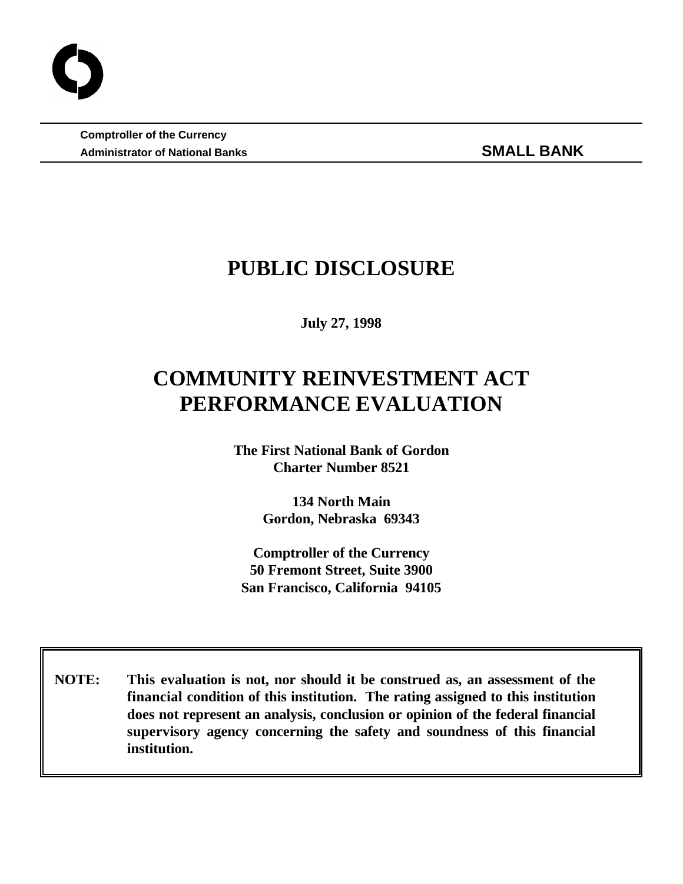**Comptroller of the Currency**
**Administrator of National Banks** **SMALL BANK**

# PUBLIC DISCLOSURE

**July 27, 1998**

# COMMUNITY REINVESTMENT ACT PERFORMANCE EVALUATION

**The First National Bank of Gordon**
**Charter Number 8521**

**134 North Main**
**Gordon, Nebraska 69343**

**Comptroller of the Currency**
**50 Fremont Street, Suite 3900**
**San Francisco, California 94105**

**NOTE: This evaluation is not, nor should it be construed as, an assessment of the financial condition of this institution. The rating assigned to this institution does not represent an analysis, conclusion or opinion of the federal financial supervisory agency concerning the safety and soundness of this financial institution.**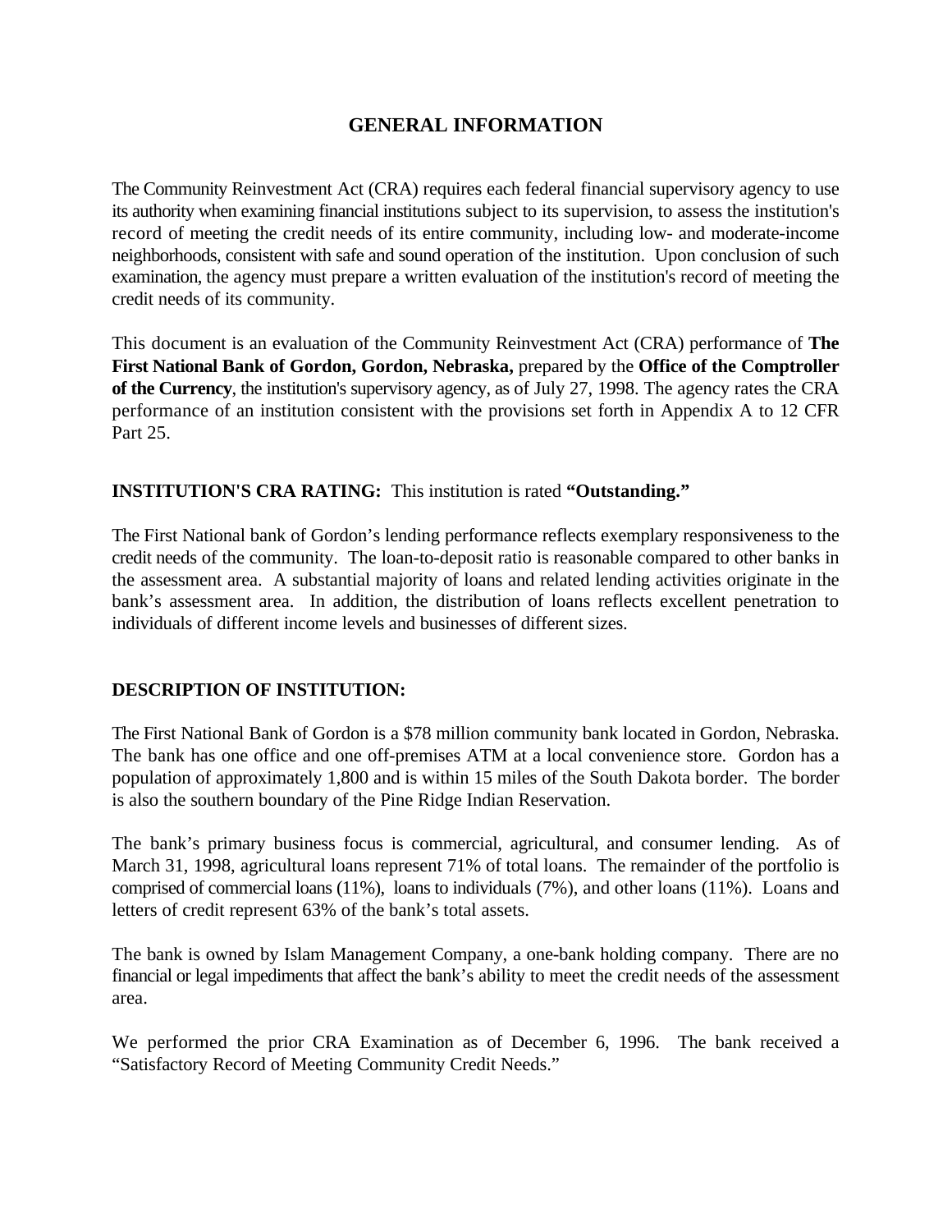# GENERAL INFORMATION

The Community Reinvestment Act (CRA) requires each federal financial supervisory agency to use its authority when examining financial institutions subject to its supervision, to assess the institution's record of meeting the credit needs of its entire community, including low- and moderate-income neighborhoods, consistent with safe and sound operation of the institution. Upon conclusion of such examination, the agency must prepare a written evaluation of the institution's record of meeting the credit needs of its community.

This document is an evaluation of the Community Reinvestment Act (CRA) performance of **The First National Bank of Gordon, Gordon, Nebraska,** prepared by the **Office of the Comptroller of the Currency**, the institution's supervisory agency, as of July 27, 1998. The agency rates the CRA performance of an institution consistent with the provisions set forth in Appendix A to 12 CFR Part 25.

**INSTITUTION'S CRA RATING:** This institution is rated **"Outstanding."**

The First National bank of Gordon's lending performance reflects exemplary responsiveness to the credit needs of the community. The loan-to-deposit ratio is reasonable compared to other banks in the assessment area. A substantial majority of loans and related lending activities originate in the bank's assessment area. In addition, the distribution of loans reflects excellent penetration to individuals of different income levels and businesses of different sizes.

**DESCRIPTION OF INSTITUTION:**

The First National Bank of Gordon is a $78 million community bank located in Gordon, Nebraska. The bank has one office and one off-premises ATM at a local convenience store. Gordon has a population of approximately 1,800 and is within 15 miles of the South Dakota border. The border is also the southern boundary of the Pine Ridge Indian Reservation.

The bank's primary business focus is commercial, agricultural, and consumer lending. As of March 31, 1998, agricultural loans represent 71% of total loans. The remainder of the portfolio is comprised of commercial loans (11%), loans to individuals (7%), and other loans (11%). Loans and letters of credit represent 63% of the bank's total assets.

The bank is owned by Islam Management Company, a one-bank holding company. There are no financial or legal impediments that affect the bank's ability to meet the credit needs of the assessment area.

We performed the prior CRA Examination as of December 6, 1996. The bank received a "Satisfactory Record of Meeting Community Credit Needs."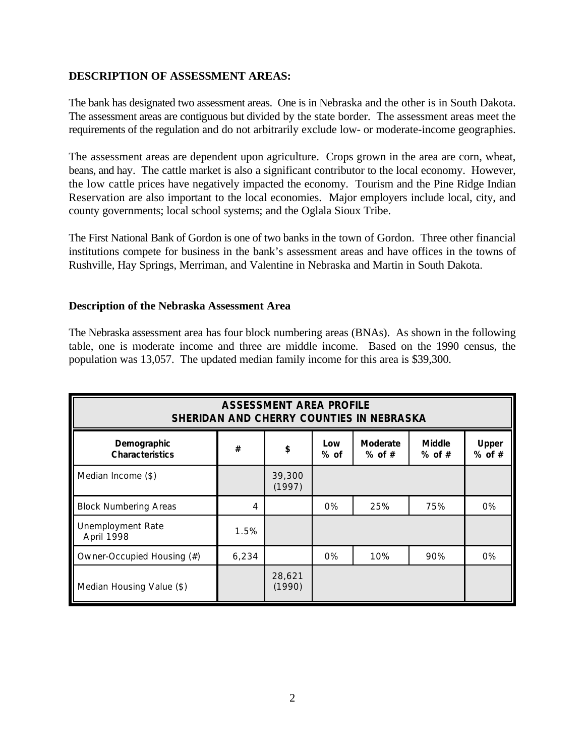**DESCRIPTION OF ASSESSMENT AREAS:**

The bank has designated two assessment areas. One is in Nebraska and the other is in South Dakota. The assessment areas are contiguous but divided by the state border. The assessment areas meet the requirements of the regulation and do not arbitrarily exclude low- or moderate-income geographies.

The assessment areas are dependent upon agriculture. Crops grown in the area are corn, wheat, beans, and hay. The cattle market is also a significant contributor to the local economy. However, the low cattle prices have negatively impacted the economy. Tourism and the Pine Ridge Indian Reservation are also important to the local economies. Major employers include local, city, and county governments; local school systems; and the Oglala Sioux Tribe.

The First National Bank of Gordon is one of two banks in the town of Gordon. Three other financial institutions compete for business in the bank's assessment areas and have offices in the towns of Rushville, Hay Springs, Merriman, and Valentine in Nebraska and Martin in South Dakota.

**Description of the Nebraska Assessment Area**

The Nebraska assessment area has four block numbering areas (BNAs). As shown in the following table, one is moderate income and three are middle income. Based on the 1990 census, the population was 13,057. The updated median family income for this area is $39,300.

**ASSESSMENT AREA PROFILE**
**SHERIDAN AND CHERRY COUNTIES IN NEBRASKA**

| Demographic Characteristics | # | $ | Low % of | Moderate % of # | Middle % of # | Upper % of # |
|---|---|---|---|---|---|---|
| Median Income ($) | | 39,300 (1997) | | | | |
| Block Numbering Areas | 4 | | 0% | 25% | 75% | 0% |
| Unemployment Rate April 1998 | 1.5% | | | | | |
| Owner-Occupied Housing (#) | 6,234 | | 0% | 10% | 90% | 0% |
| Median Housing Value ($) | | 28,621 (1990) | | | | |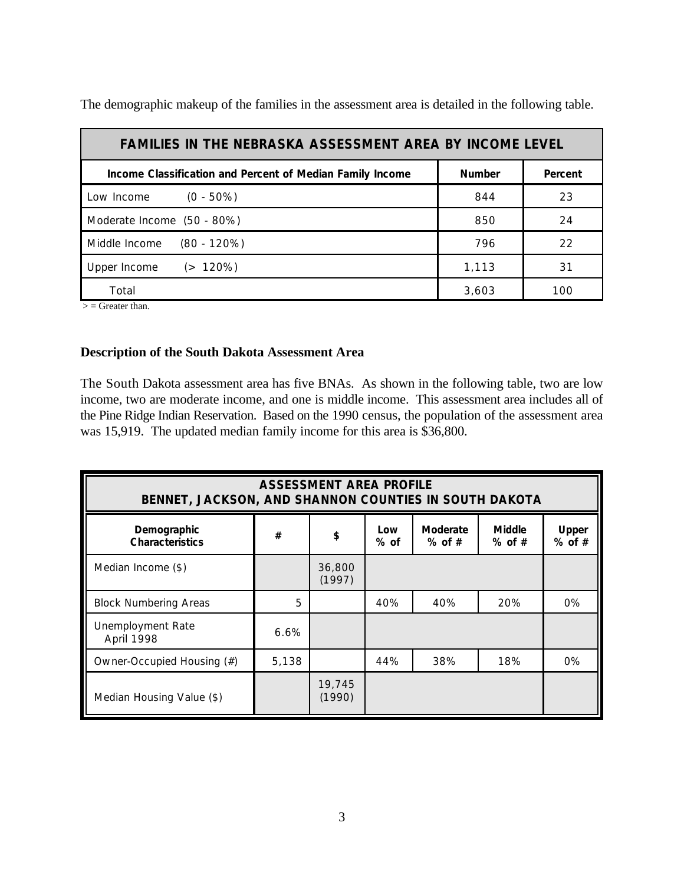The demographic makeup of the families in the assessment area is detailed in the following table.

| FAMILIES IN THE NEBRASKA ASSESSMENT AREA BY INCOME LEVEL | | |
|---|---|---|
| **Income Classification and Percent of Median Family Income** | **Number** | **Percent** |
| Low Income (0 - 50%) | 844 | 23 |
| Moderate Income (50 - 80%) | 850 | 24 |
| Middle Income (80 - 120%) | 796 | 22 |
| Upper Income (> 120%) | 1,113 | 31 |
| Total | 3,603 | 100 |

> = Greater than.

**Description of the South Dakota Assessment Area**

The South Dakota assessment area has five BNAs. As shown in the following table, two are low income, two are moderate income, and one is middle income. This assessment area includes all of the Pine Ridge Indian Reservation. Based on the 1990 census, the population of the assessment area was 15,919. The updated median family income for this area is $36,800.

| ASSESSMENT AREA PROFILE BENNET, JACKSON, AND SHANNON COUNTIES IN SOUTH DAKOTA | | | | | | |
|---|---|---|---|---|---|---|
| **Demographic Characteristics** | **#** | **$** | **Low % of** | **Moderate % of #** | **Middle % of #** | **Upper % of #** |
| Median Income ($) | | 36,800 (1997) | | | | |
| Block Numbering Areas | 5 | | 40% | 40% | 20% | 0% |
| Unemployment Rate April 1998 | 6.6% | | | | | |
| Owner-Occupied Housing (#) | 5,138 | | 44% | 38% | 18% | 0% |
| Median Housing Value ($) | | 19,745 (1990) | | | | |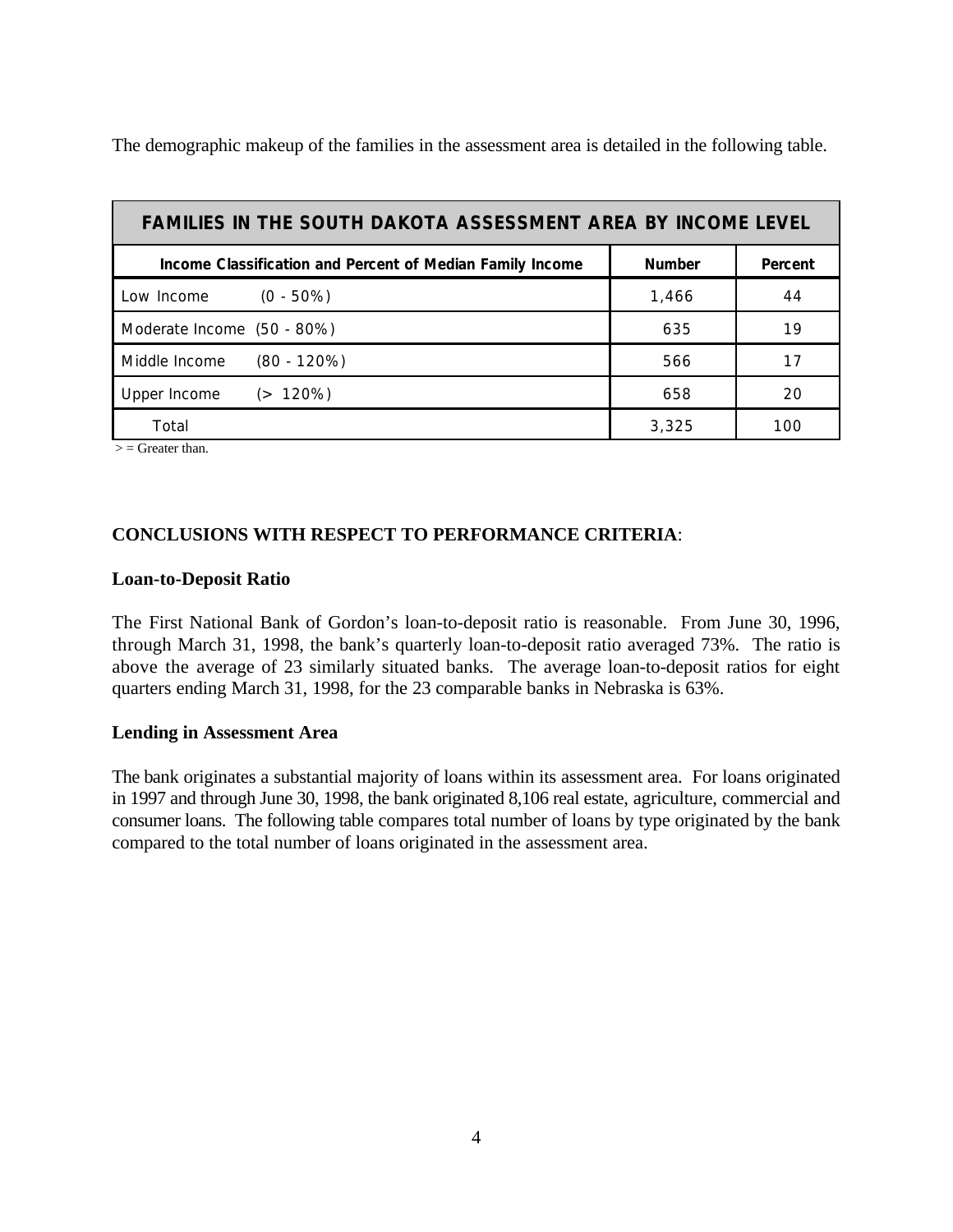The demographic makeup of the families in the assessment area is detailed in the following table.

| FAMILIES IN THE SOUTH DAKOTA ASSESSMENT AREA BY INCOME LEVEL | | |
|---|---|---|
| **Income Classification and Percent of Median Family Income** | **Number** | **Percent** |
| Low Income (0 - 50%) | 1,466 | 44 |
| Moderate Income (50 - 80%) | 635 | 19 |
| Middle Income (80 - 120%) | 566 | 17 |
| Upper Income (> 120%) | 658 | 20 |
| Total | 3,325 | 100 |

> = Greater than.

**CONCLUSIONS WITH RESPECT TO PERFORMANCE CRITERIA**:

**Loan-to-Deposit Ratio**

The First National Bank of Gordon's loan-to-deposit ratio is reasonable. From June 30, 1996, through March 31, 1998, the bank's quarterly loan-to-deposit ratio averaged 73%. The ratio is above the average of 23 similarly situated banks. The average loan-to-deposit ratios for eight quarters ending March 31, 1998, for the 23 comparable banks in Nebraska is 63%.

**Lending in Assessment Area**

The bank originates a substantial majority of loans within its assessment area. For loans originated in 1997 and through June 30, 1998, the bank originated 8,106 real estate, agriculture, commercial and consumer loans. The following table compares total number of loans by type originated by the bank compared to the total number of loans originated in the assessment area.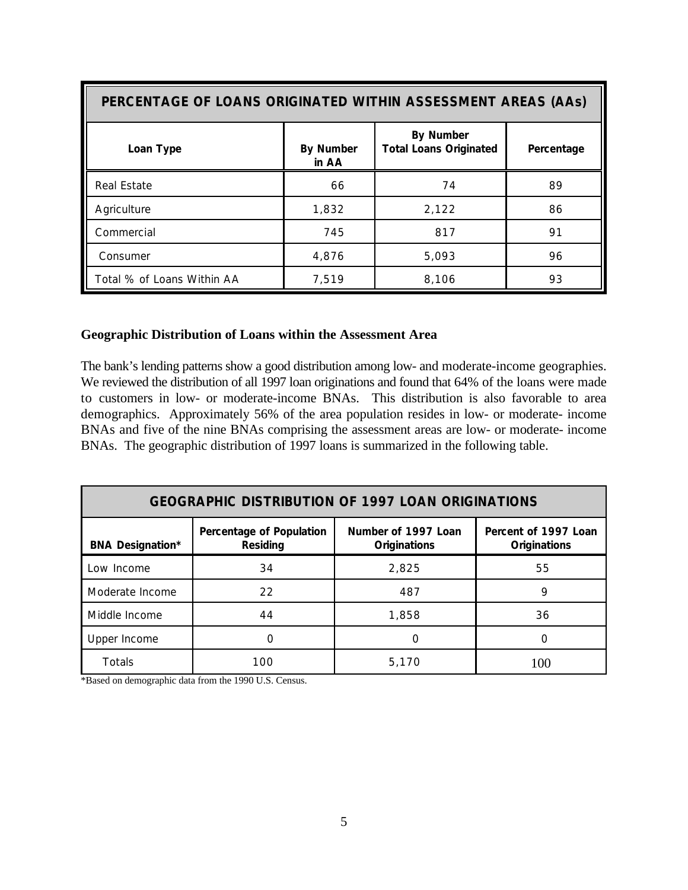| PERCENTAGE OF LOANS ORIGINATED WITHIN ASSESSMENT AREAS (AAs) | | | |
|---|---|---|---|
| **Loan Type** | **By Number in AA** | **By Number Total Loans Originated** | **Percentage** |
| Real Estate | 66 | 74 | 89 |
| Agriculture | 1,832 | 2,122 | 86 |
| Commercial | 745 | 817 | 91 |
| Consumer | 4,876 | 5,093 | 96 |
| Total % of Loans Within AA | 7,519 | 8,106 | 93 |

**Geographic Distribution of Loans within the Assessment Area**

The bank's lending patterns show a good distribution among low- and moderate-income geographies. We reviewed the distribution of all 1997 loan originations and found that 64% of the loans were made to customers in low- or moderate-income BNAs. This distribution is also favorable to area demographics. Approximately 56% of the area population resides in low- or moderate- income BNAs and five of the nine BNAs comprising the assessment areas are low- or moderate- income BNAs. The geographic distribution of 1997 loans is summarized in the following table.

| GEOGRAPHIC DISTRIBUTION OF 1997 LOAN ORIGINATIONS | | | |
|---|---|---|---|
| **BNA Designation*** | **Percentage of Population Residing** | **Number of 1997 Loan Originations** | **Percent of 1997 Loan Originations** |
| Low Income | 34 | 2,825 | 55 |
| Moderate Income | 22 | 487 | 9 |
| Middle Income | 44 | 1,858 | 36 |
| Upper Income | 0 | 0 | 0 |
| Totals | 100 | 5,170 | 100 |

*Based on demographic data from the 1990 U.S. Census.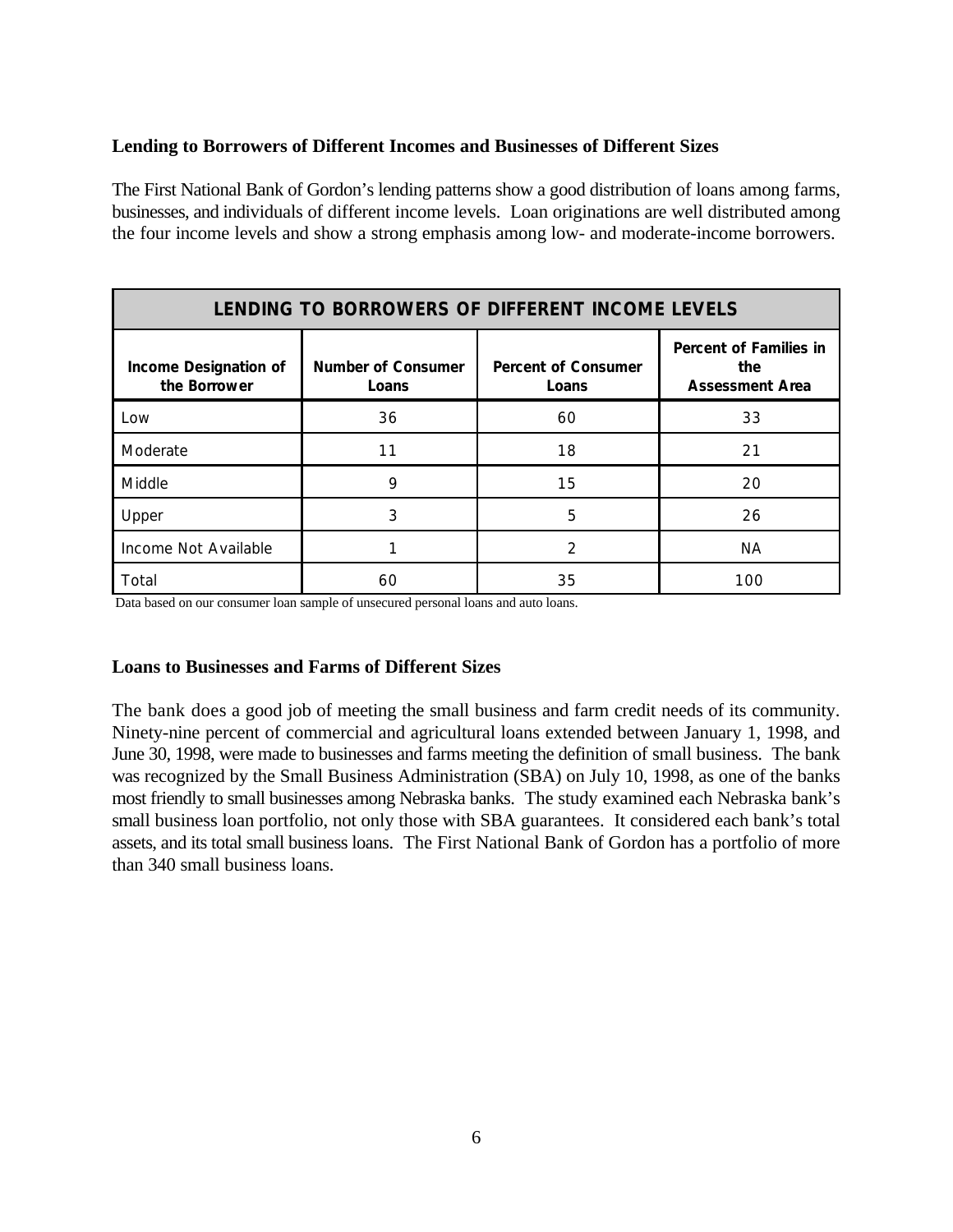### Lending to Borrowers of Different Incomes and Businesses of Different Sizes

The First National Bank of Gordon's lending patterns show a good distribution of loans among farms, businesses, and individuals of different income levels. Loan originations are well distributed among the four income levels and show a strong emphasis among low- and moderate-income borrowers.

| LENDING TO BORROWERS OF DIFFERENT INCOME LEVELS | | | |
|---|---|---|---|
| **Income Designation of the Borrower** | **Number of Consumer Loans** | **Percent of Consumer Loans** | **Percent of Families in the Assessment Area** |
| Low | 36 | 60 | 33 |
| Moderate | 11 | 18 | 21 |
| Middle | 9 | 15 | 20 |
| Upper | 3 | 5 | 26 |
| Income Not Available | 1 | 2 | NA |
| Total | 60 | 35 | 100 |

Data based on our consumer loan sample of unsecured personal loans and auto loans.

### Loans to Businesses and Farms of Different Sizes

The bank does a good job of meeting the small business and farm credit needs of its community. Ninety-nine percent of commercial and agricultural loans extended between January 1, 1998, and June 30, 1998, were made to businesses and farms meeting the definition of small business. The bank was recognized by the Small Business Administration (SBA) on July 10, 1998, as one of the banks most friendly to small businesses among Nebraska banks. The study examined each Nebraska bank's small business loan portfolio, not only those with SBA guarantees. It considered each bank's total assets, and its total small business loans. The First National Bank of Gordon has a portfolio of more than 340 small business loans.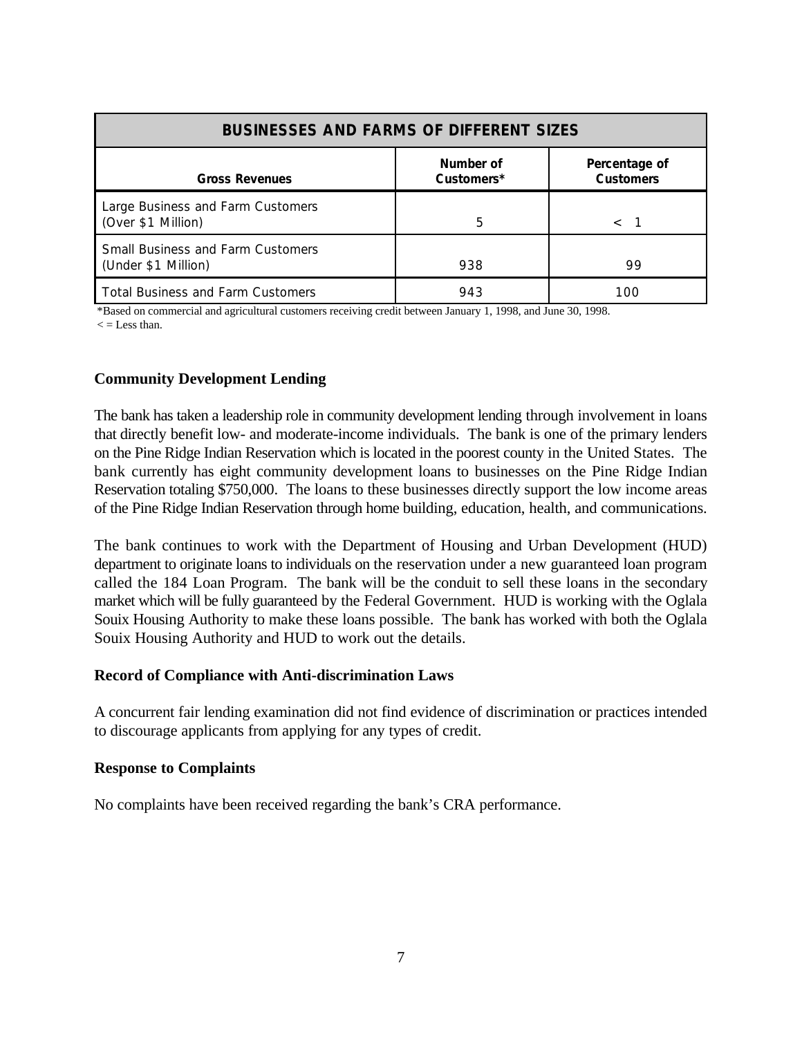| BUSINESSES AND FARMS OF DIFFERENT SIZES | | |
|---|---|---|
| **Gross Revenues** | **Number of Customers*** | **Percentage of Customers** |
| Large Business and Farm Customers (Over $1 Million) | 5 | < 1 |
| Small Business and Farm Customers (Under $1 Million) | 938 | 99 |
| Total Business and Farm Customers | 943 | 100 |

*Based on commercial and agricultural customers receiving credit between January 1, 1998, and June 30, 1998.
< = Less than.

**Community Development Lending**

The bank has taken a leadership role in community development lending through involvement in loans that directly benefit low- and moderate-income individuals. The bank is one of the primary lenders on the Pine Ridge Indian Reservation which is located in the poorest county in the United States. The bank currently has eight community development loans to businesses on the Pine Ridge Indian Reservation totaling $750,000. The loans to these businesses directly support the low income areas of the Pine Ridge Indian Reservation through home building, education, health, and communications.

The bank continues to work with the Department of Housing and Urban Development (HUD) department to originate loans to individuals on the reservation under a new guaranteed loan program called the 184 Loan Program. The bank will be the conduit to sell these loans in the secondary market which will be fully guaranteed by the Federal Government. HUD is working with the Oglala Souix Housing Authority to make these loans possible. The bank has worked with both the Oglala Souix Housing Authority and HUD to work out the details.

**Record of Compliance with Anti-discrimination Laws**

A concurrent fair lending examination did not find evidence of discrimination or practices intended to discourage applicants from applying for any types of credit.

**Response to Complaints**

No complaints have been received regarding the bank's CRA performance.